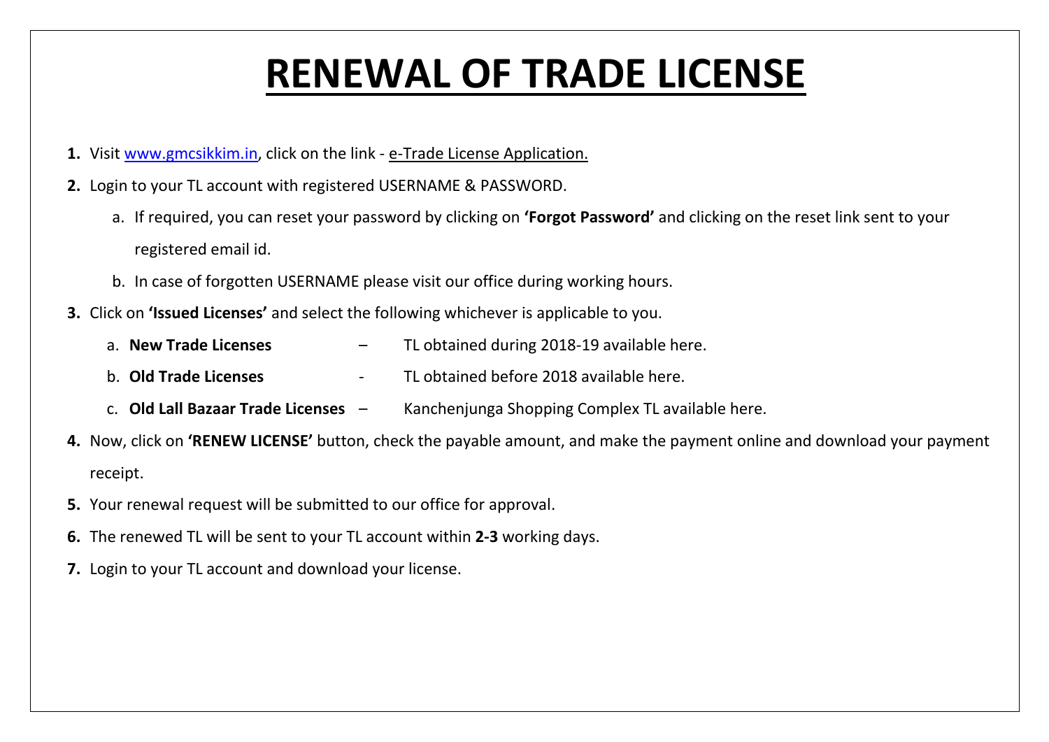# RENEWAL OF TRADE LICENSE

1. Visit www.gmcsikkim.in, click on the link - e-Trade License Application.
2. Login to your TL account with registered USERNAME & PASSWORD.
    a. If required, you can reset your password by clicking on **'Forgot Password'** and clicking on the reset link sent to your registered email id.
    b. In case of forgotten USERNAME please visit our office during working hours.
3. Click on **'Issued Licenses'** and select the following whichever is applicable to you.
    a. **New Trade Licenses** – TL obtained during 2018-19 available here.
    b. **Old Trade Licenses** - TL obtained before 2018 available here.
    c. **Old Lall Bazaar Trade Licenses** – Kanchenjunga Shopping Complex TL available here.
4. Now, click on **'RENEW LICENSE'** button, check the payable amount, and make the payment online and download your payment receipt.
5. Your renewal request will be submitted to our office for approval.
6. The renewed TL will be sent to your TL account within **2-3** working days.
7. Login to your TL account and download your license.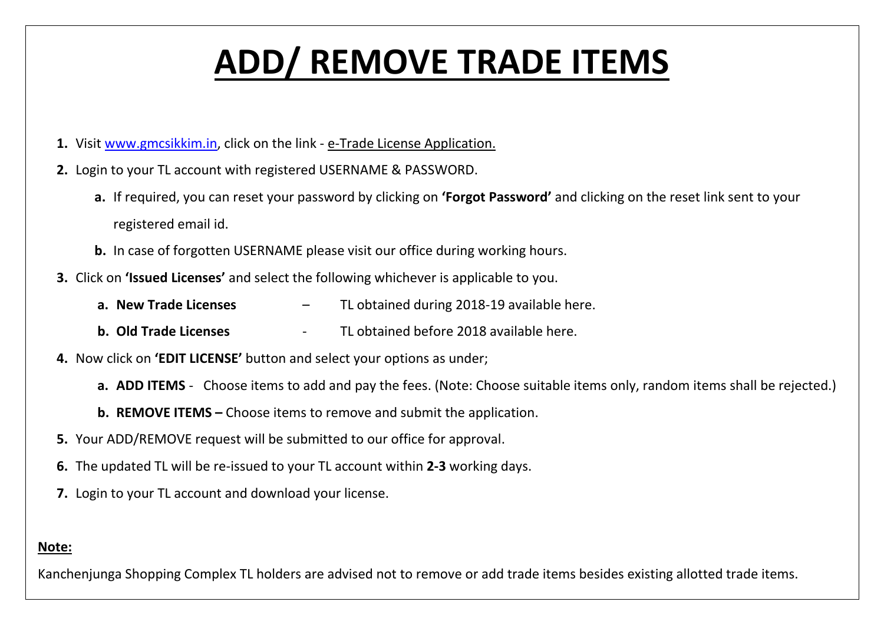# ADD/ REMOVE TRADE ITEMS

1. Visit www.gmcsikkim.in, click on the link - e-Trade License Application.
2. Login to your TL account with registered USERNAME & PASSWORD.
   a. If required, you can reset your password by clicking on **'Forgot Password'** and clicking on the reset link sent to your registered email id.
   b. In case of forgotten USERNAME please visit our office during working hours.
3. Click on **'Issued Licenses'** and select the following whichever is applicable to you.
   a. **New Trade Licenses** – TL obtained during 2018-19 available here.
   b. **Old Trade Licenses** - TL obtained before 2018 available here.
4. Now click on **'EDIT LICENSE'** button and select your options as under;
   a. **ADD ITEMS** - Choose items to add and pay the fees. (Note: Choose suitable items only, random items shall be rejected.)
   b. **REMOVE ITEMS –** Choose items to remove and submit the application.
5. Your ADD/REMOVE request will be submitted to our office for approval.
6. The updated TL will be re-issued to your TL account within **2-3** working days.
7. Login to your TL account and download your license.

**Note:**

Kanchenjunga Shopping Complex TL holders are advised not to remove or add trade items besides existing allotted trade items.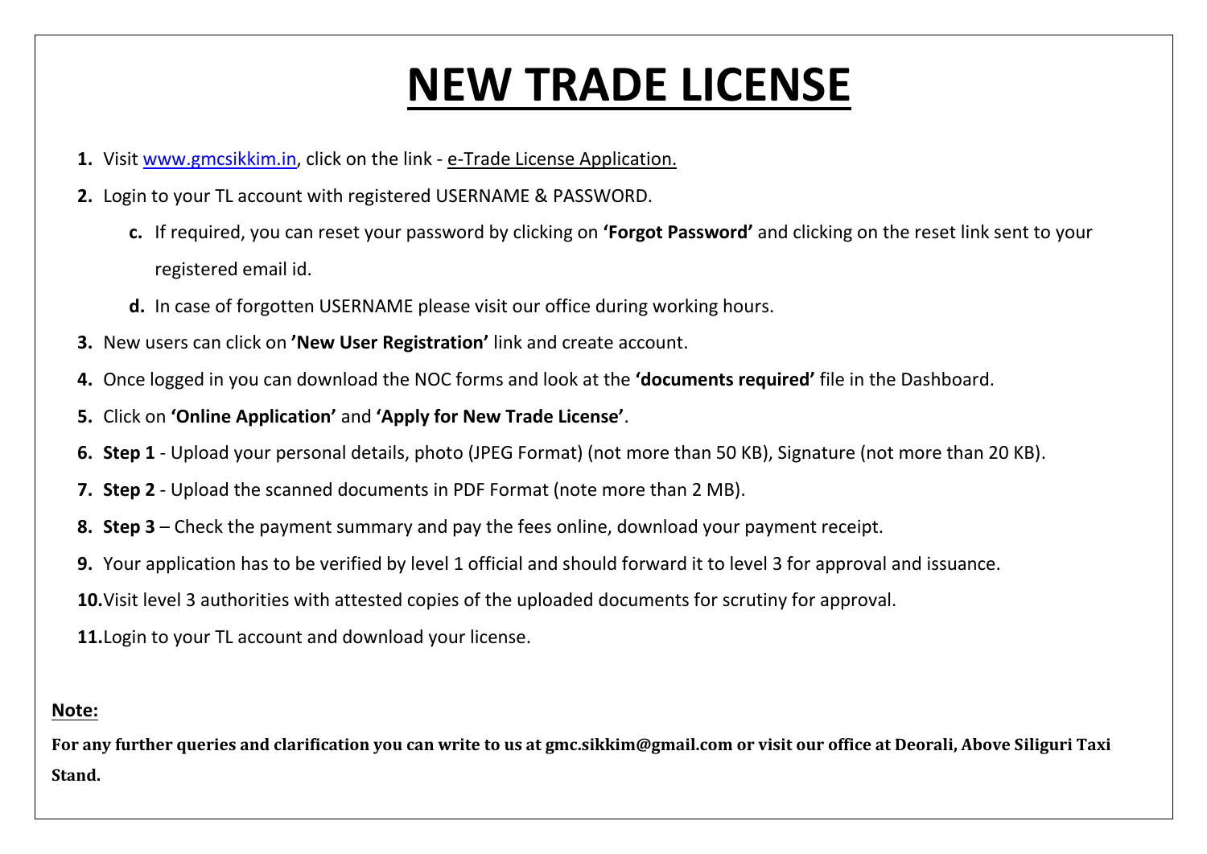# NEW TRADE LICENSE

1. Visit www.gmcsikkim.in, click on the link - e-Trade License Application.
2. Login to your TL account with registered USERNAME & PASSWORD.
    - c. If required, you can reset your password by clicking on **'Forgot Password'** and clicking on the reset link sent to your registered email id.
    - d. In case of forgotten USERNAME please visit our office during working hours.
3. New users can click on **'New User Registration'** link and create account.
4. Once logged in you can download the NOC forms and look at the **'documents required'** file in the Dashboard.
5. Click on **'Online Application'** and **'Apply for New Trade License'**.
6. **Step 1** - Upload your personal details, photo (JPEG Format) (not more than 50 KB), Signature (not more than 20 KB).
7. **Step 2** - Upload the scanned documents in PDF Format (note more than 2 MB).
8. **Step 3** – Check the payment summary and pay the fees online, download your payment receipt.
9. Your application has to be verified by level 1 official and should forward it to level 3 for approval and issuance.
10. Visit level 3 authorities with attested copies of the uploaded documents for scrutiny for approval.
11. Login to your TL account and download your license.

**Note:**

**For any further queries and clarification you can write to us at gmc.sikkim@gmail.com or visit our office at Deorali, Above Siliguri Taxi Stand.**